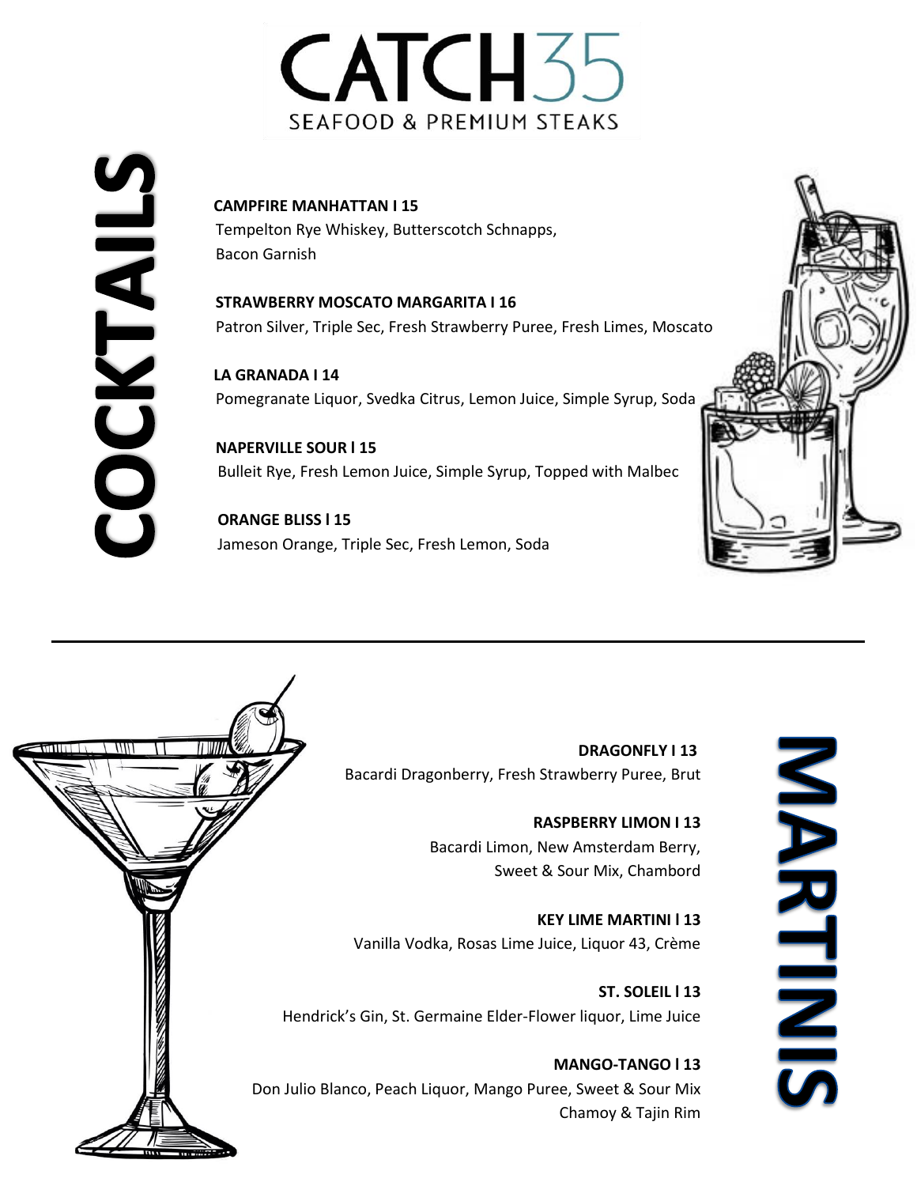# CATCH35

SEAFOOD & PREMIUM STEAKS

## COCKTAILS

**CAMPFIRE MANHATTAN l 15**
Tempelton Rye Whiskey, Butterscotch Schnapps, Bacon Garnish

**STRAWBERRY MOSCATO MARGARITA l 16**
Patron Silver, Triple Sec, Fresh Strawberry Puree, Fresh Limes, Moscato

**LA GRANADA l 14**
Pomegranate Liquor, Svedka Citrus, Lemon Juice, Simple Syrup, Soda

**NAPERVILLE SOUR l 15**
Bulleit Rye, Fresh Lemon Juice, Simple Syrup, Topped with Malbec

**ORANGE BLISS l 15**
Jameson Orange, Triple Sec, Fresh Lemon, Soda

---

## MARTINIS

**DRAGONFLY l 13**
Bacardi Dragonberry, Fresh Strawberry Puree, Brut

**RASPBERRY LIMON l 13**
Bacardi Limon, New Amsterdam Berry, Sweet & Sour Mix, Chambord

**KEY LIME MARTINI l 13**
Vanilla Vodka, Rosas Lime Juice, Liquor 43, Crème

**ST. SOLEIL l 13**
Hendrick's Gin, St. Germaine Elder-Flower liquor, Lime Juice

**MANGO-TANGO l 13**
Don Julio Blanco, Peach Liquor, Mango Puree, Sweet & Sour Mix Chamoy & Tajin Rim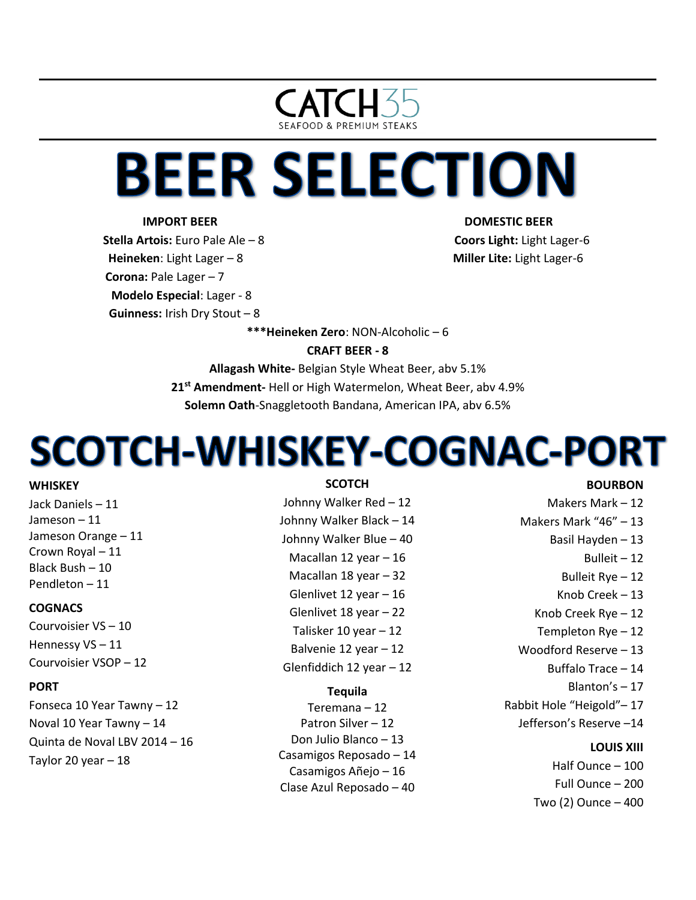# CATCH35

SEAFOOD & PREMIUM STEAKS

# BEER SELECTION

**IMPORT BEER**

**Stella Artois:** Euro Pale Ale – 8

**Heineken**: Light Lager – 8

**Corona:** Pale Lager – 7

**Modelo Especial**: Lager - 8

**Guinness:** Irish Dry Stout – 8

**DOMESTIC BEER**

**Coors Light:** Light Lager-6

**Miller Lite:** Light Lager-6

**\*\*\*Heineken Zero**: NON-Alcoholic – 6

**CRAFT BEER - 8**

**Allagash White-** Belgian Style Wheat Beer, abv 5.1%

**21st Amendment-** Hell or High Watermelon, Wheat Beer, abv 4.9%

**Solemn Oath**-Snaggletooth Bandana, American IPA, abv 6.5%

# SCOTCH-WHISKEY-COGNAC-PORT

**WHISKEY**

Jack Daniels – 11
Jameson – 11
Jameson Orange – 11
Crown Royal – 11
Black Bush – 10
Pendleton – 11

**COGNACS**

Courvoisier VS – 10
Hennessy VS – 11
Courvoisier VSOP – 12

**PORT**

Fonseca 10 Year Tawny – 12
Noval 10 Year Tawny – 14
Quinta de Noval LBV 2014 – 16
Taylor 20 year – 18

**SCOTCH**

Johnny Walker Red – 12
Johnny Walker Black – 14
Johnny Walker Blue – 40
Macallan 12 year – 16
Macallan 18 year – 32
Glenlivet 12 year – 16
Glenlivet 18 year – 22
Talisker 10 year – 12
Balvenie 12 year – 12
Glenfiddich 12 year – 12

**Tequila**

Teremana – 12
Patron Silver – 12
Don Julio Blanco – 13
Casamigos Reposado – 14
Casamigos Añejo – 16
Clase Azul Reposado – 40

**BOURBON**

Makers Mark – 12
Makers Mark "46" – 13
Basil Hayden – 13
Bulleit – 12
Bulleit Rye – 12
Knob Creek – 13
Knob Creek Rye – 12
Templeton Rye – 12
Woodford Reserve – 13
Buffalo Trace – 14
Blanton's – 17
Rabbit Hole "Heigold"– 17
Jefferson's Reserve –14

**LOUIS XIII**

Half Ounce – 100
Full Ounce – 200
Two (2) Ounce – 400